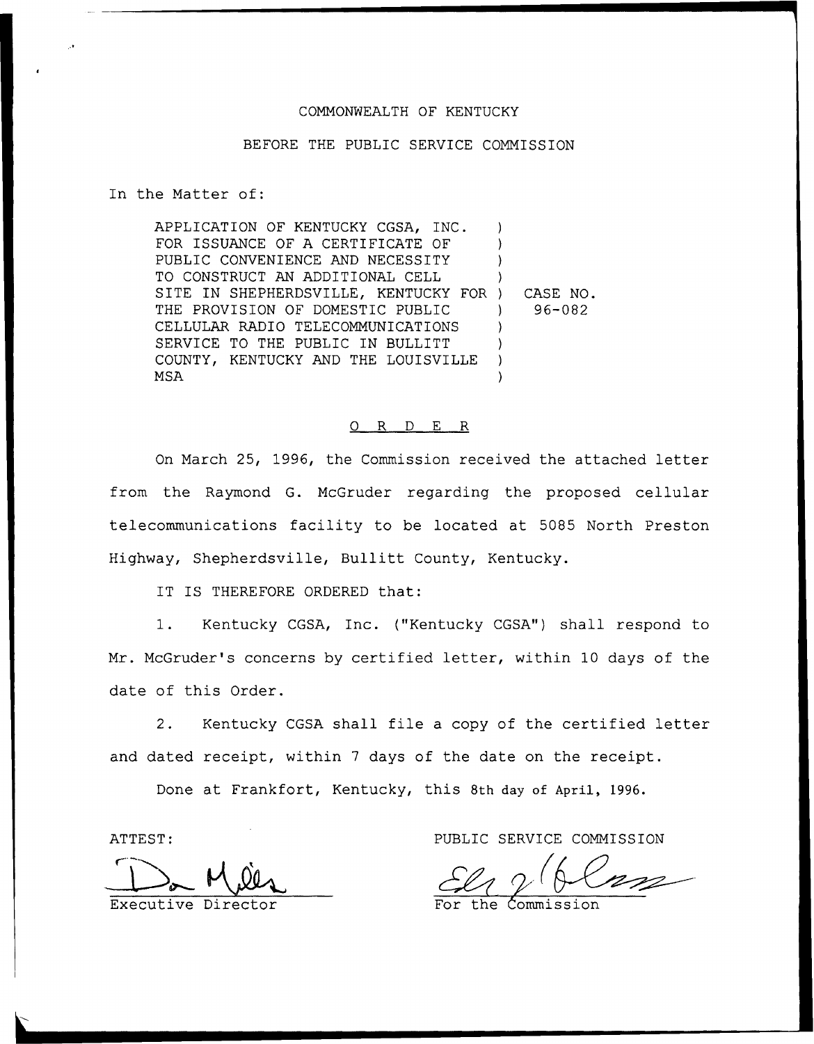COMMONWEALTH OF KENTUCKY

BEFORE THE PUBLIC SERVICE COMMISSION

In the Matter of:

| | |
|---|---|
| APPLICATION OF KENTUCKY CGSA, INC. FOR ISSUANCE OF A CERTIFICATE OF PUBLIC CONVENIENCE AND NECESSITY TO CONSTRUCT AN ADDITIONAL CELL SITE IN SHEPHERDSVILLE, KENTUCKY FOR THE PROVISION OF DOMESTIC PUBLIC CELLULAR RADIO TELECOMMUNICATIONS SERVICE TO THE PUBLIC IN BULLITT COUNTY, KENTUCKY AND THE LOUISVILLE MSA | CASE NO. 96-082 |

## O R D E R

On March 25, 1996, the Commission received the attached letter from the Raymond G. McGruder regarding the proposed cellular telecommunications facility to be located at 5085 North Preston Highway, Shepherdsville, Bullitt County, Kentucky.

IT IS THEREFORE ORDERED that:

1. Kentucky CGSA, Inc. ("Kentucky CGSA") shall respond to Mr. McGruder's concerns by certified letter, within 10 days of the date of this Order.

2. Kentucky CGSA shall file a copy of the certified letter and dated receipt, within 7 days of the date on the receipt.

Done at Frankfort, Kentucky, this 8th day of April, 1996.

ATTEST:

Executive Director

PUBLIC SERVICE COMMISSION

For the Commission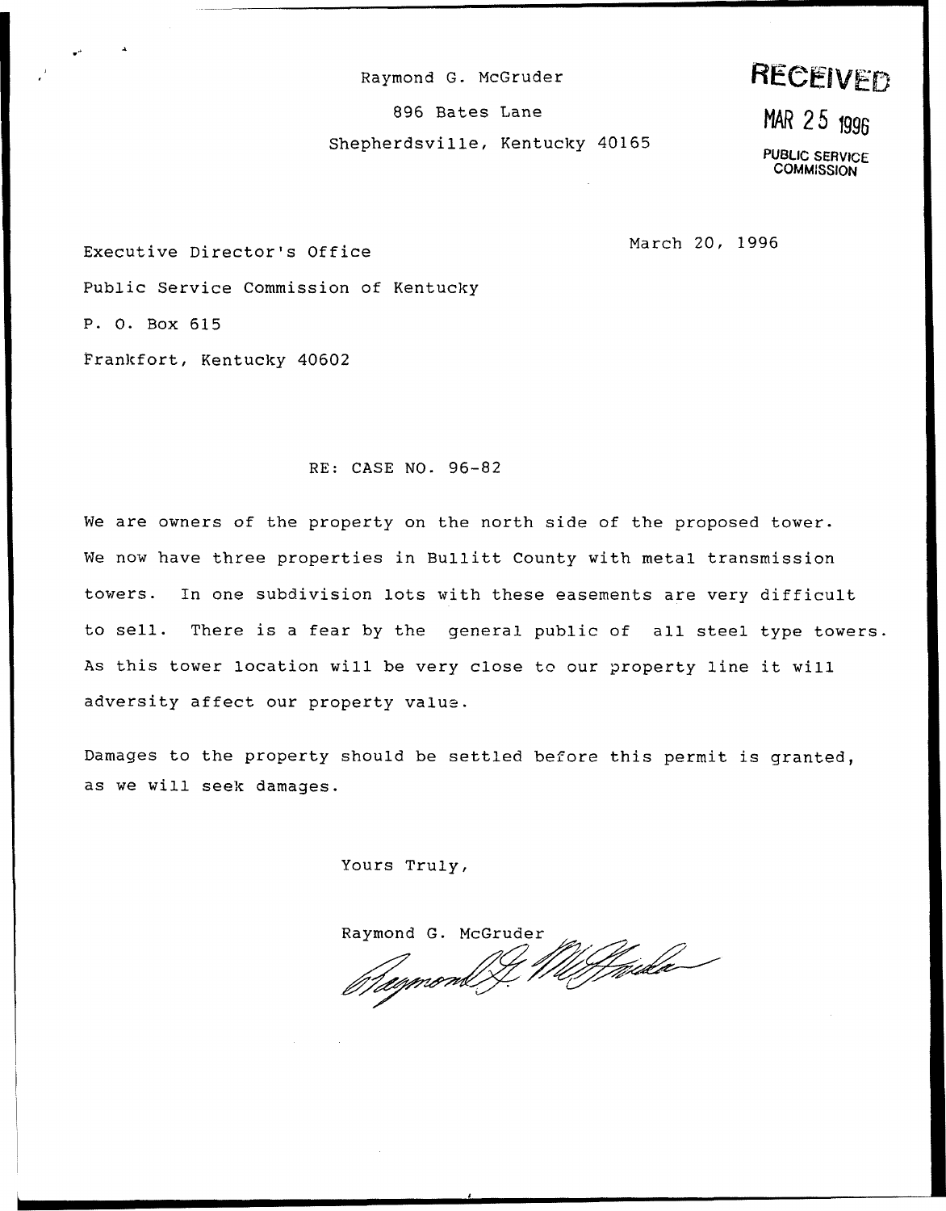Raymond G. McGruder

896 Bates Lane

Shepherdsville, Kentucky 40165

RECEIVED

MAR 25 1996

PUBLIC SERVICE COMMISSION

March 20, 1996

Executive Director's Office

Public Service Commission of Kentucky

P. O. Box 615

Frankfort, Kentucky 40602

RE: CASE NO. 96-82

We are owners of the property on the north side of the proposed tower. We now have three properties in Bullitt County with metal transmission towers. In one subdivision lots with these easements are very difficult to sell. There is a fear by the general public of all steel type towers. As this tower location will be very close to our property line it will adversity affect our property value.

Damages to the property should be settled before this permit is granted, as we will seek damages.

Yours Truly,

Raymond G. McGruder